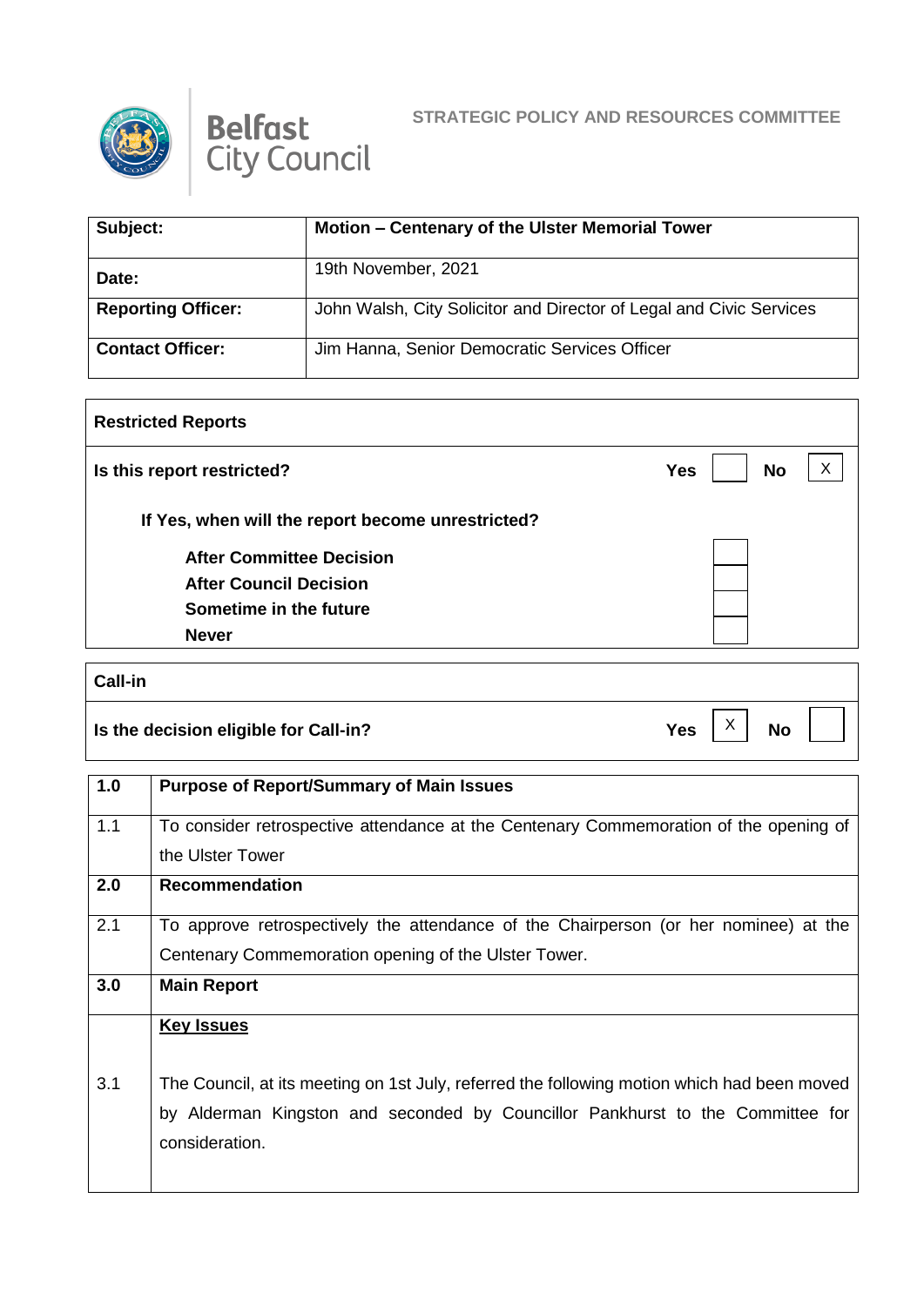Belfast City Council

**STRATEGIC POLICY AND RESOURCES COMMITTEE**

| | |
|---|---|
| **Subject:** | **Motion – Centenary of the Ulster Memorial Tower** |
| **Date:** | 19th November, 2021 |
| **Reporting Officer:** | John Walsh, City Solicitor and Director of Legal and Civic Services |
| **Contact Officer:** | Jim Hanna, Senior Democratic Services Officer |

| **Restricted Reports** | | | | |
|---|---|---|---|---|
| **Is this report restricted?** | **Yes** | | **No** | X |
| **If Yes, when will the report become unrestricted?** | | | | |
| **After Committee Decision** | | | | |
| **After Council Decision** | | | | |
| **Sometime in the future** | | | | |
| **Never** | | | | |

| **Call-in** | | | | |
|---|---|---|---|---|
| **Is the decision eligible for Call-in?** | **Yes** | X | **No** | |

| | |
|---|---|
| **1.0** | **Purpose of Report/Summary of Main Issues** |
| 1.1 | To consider retrospective attendance at the Centenary Commemoration of the opening of the Ulster Tower |
| **2.0** | **Recommendation** |
| 2.1 | To approve retrospectively the attendance of the Chairperson (or her nominee) at the Centenary Commemoration opening of the Ulster Tower. |
| **3.0** | **Main Report** |
| | **Key Issues** |
| 3.1 | The Council, at its meeting on 1st July, referred the following motion which had been moved by Alderman Kingston and seconded by Councillor Pankhurst to the Committee for consideration. |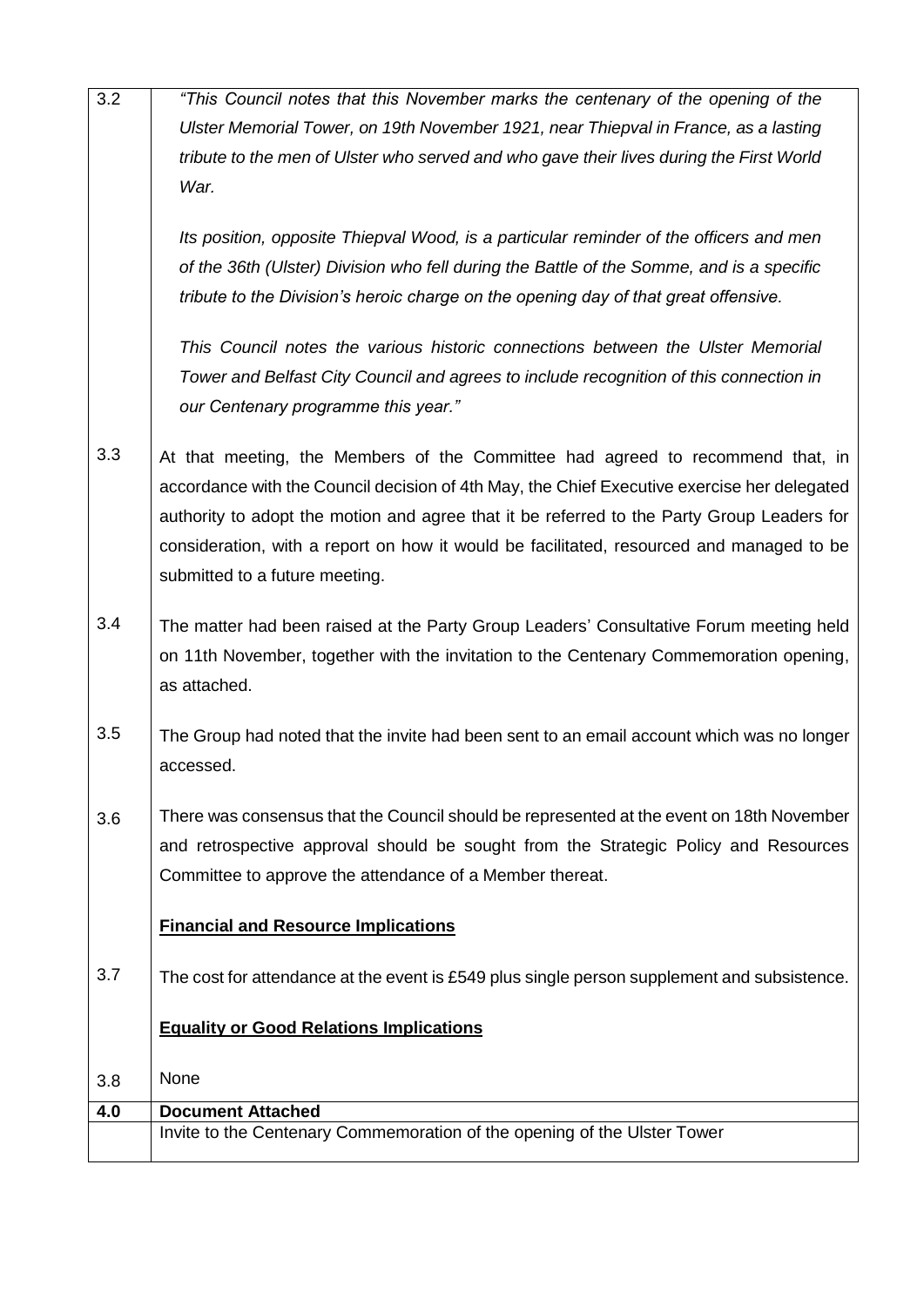| | |
|---|---|
| 3.2 | *"This Council notes that this November marks the centenary of the opening of the Ulster Memorial Tower, on 19th November 1921, near Thiepval in France, as a lasting tribute to the men of Ulster who served and who gave their lives during the First World War.*<br><br>*Its position, opposite Thiepval Wood, is a particular reminder of the officers and men of the 36th (Ulster) Division who fell during the Battle of the Somme, and is a specific tribute to the Division's heroic charge on the opening day of that great offensive.*<br><br>*This Council notes the various historic connections between the Ulster Memorial Tower and Belfast City Council and agrees to include recognition of this connection in our Centenary programme this year."* |
| 3.3 | At that meeting, the Members of the Committee had agreed to recommend that, in accordance with the Council decision of 4th May, the Chief Executive exercise her delegated authority to adopt the motion and agree that it be referred to the Party Group Leaders for consideration, with a report on how it would be facilitated, resourced and managed to be submitted to a future meeting. |
| 3.4 | The matter had been raised at the Party Group Leaders' Consultative Forum meeting held on 11th November, together with the invitation to the Centenary Commemoration opening, as attached. |
| 3.5 | The Group had noted that the invite had been sent to an email account which was no longer accessed. |
| 3.6 | There was consensus that the Council should be represented at the event on 18th November and retrospective approval should be sought from the Strategic Policy and Resources Committee to approve the attendance of a Member thereat.<br><br>**Financial and Resource Implications** |
| 3.7 | The cost for attendance at the event is £549 plus single person supplement and subsistence.<br><br>**Equality or Good Relations Implications** |
| 3.8 | None |
| **4.0** | **Document Attached** |
| | Invite to the Centenary Commemoration of the opening of the Ulster Tower |